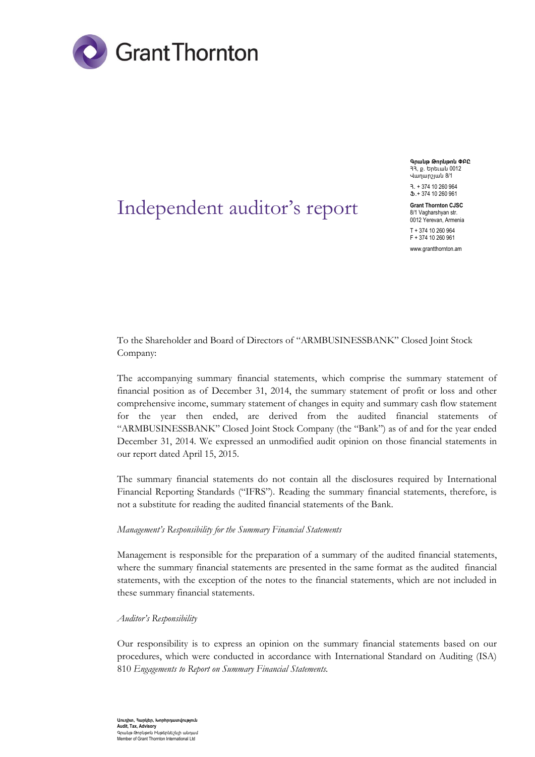Grant Thornton

# Independent auditor's report

**Գրանթ Թորնթոն ՓԲԸ**
ՀՀ, ք. Երեւան 0012
Վաղարշյան 8/1
Հ. + 374 10 260 964
Ֆ.+ 374 10 260 961

**Grant Thornton CJSC**
8/1 Vagharshyan str.
0012 Yerevan, Armenia
T + 374 10 260 964
F + 374 10 260 961
www.grantthornton.am

To the Shareholder and Board of Directors of "ARMBUSINESSBANK" Closed Joint Stock Company:

The accompanying summary financial statements, which comprise the summary statement of financial position as of December 31, 2014, the summary statement of profit or loss and other comprehensive income, summary statement of changes in equity and summary cash flow statement for the year then ended, are derived from the audited financial statements of "ARMBUSINESSBANK" Closed Joint Stock Company (the "Bank") as of and for the year ended December 31, 2014. We expressed an unmodified audit opinion on those financial statements in our report dated April 15, 2015.

The summary financial statements do not contain all the disclosures required by International Financial Reporting Standards ("IFRS"). Reading the summary financial statements, therefore, is not a substitute for reading the audited financial statements of the Bank.

*Management's Responsibility for the Summary Financial Statements*

Management is responsible for the preparation of a summary of the audited financial statements, where the summary financial statements are presented in the same format as the audited financial statements, with the exception of the notes to the financial statements, which are not included in these summary financial statements.

*Auditor's Responsibility*

Our responsibility is to express an opinion on the summary financial statements based on our procedures, which were conducted in accordance with International Standard on Auditing (ISA) 810 *Engagements to Report on Summary Financial Statements.*

**Աուդիտ, Հարկեր, Խորհրդատվություն**
**Audit, Tax, Advisory**
Գրանթ Թորնթոն Ինթերնեշնլի անդամ
Member of Grant Thornton International Ltd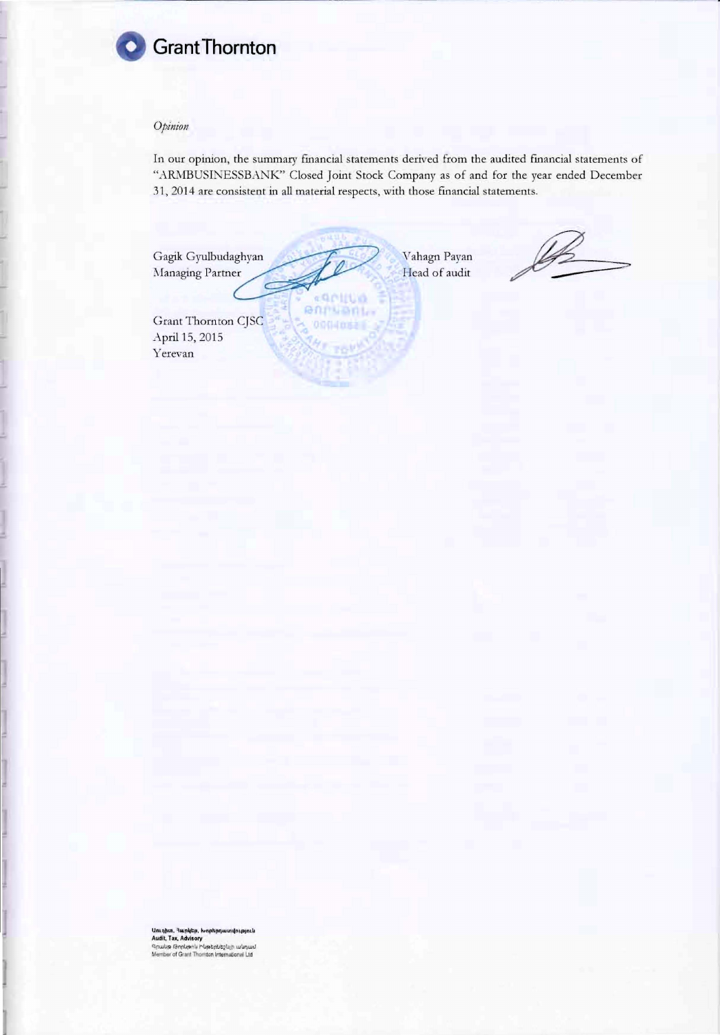*Opinion*

In our opinion, the summary financial statements derived from the audited financial statements of "ARMBUSINESSBANK" Closed Joint Stock Company as of and for the year ended December 31, 2014 are consistent in all material respects, with those financial statements.

Gagik Gyulbudaghyan
Managing Partner

Vahagn Payan
Head of audit

Grant Thornton CJSC
April 15, 2015
Yerevan

Աուդիտ, Հարկեր, Խորհրդատվություն
Audit, Tax, Advisory
Գրանթ Թորնթոն Ինթերնեշնլի անդամ
Member of Grant Thornton International Ltd